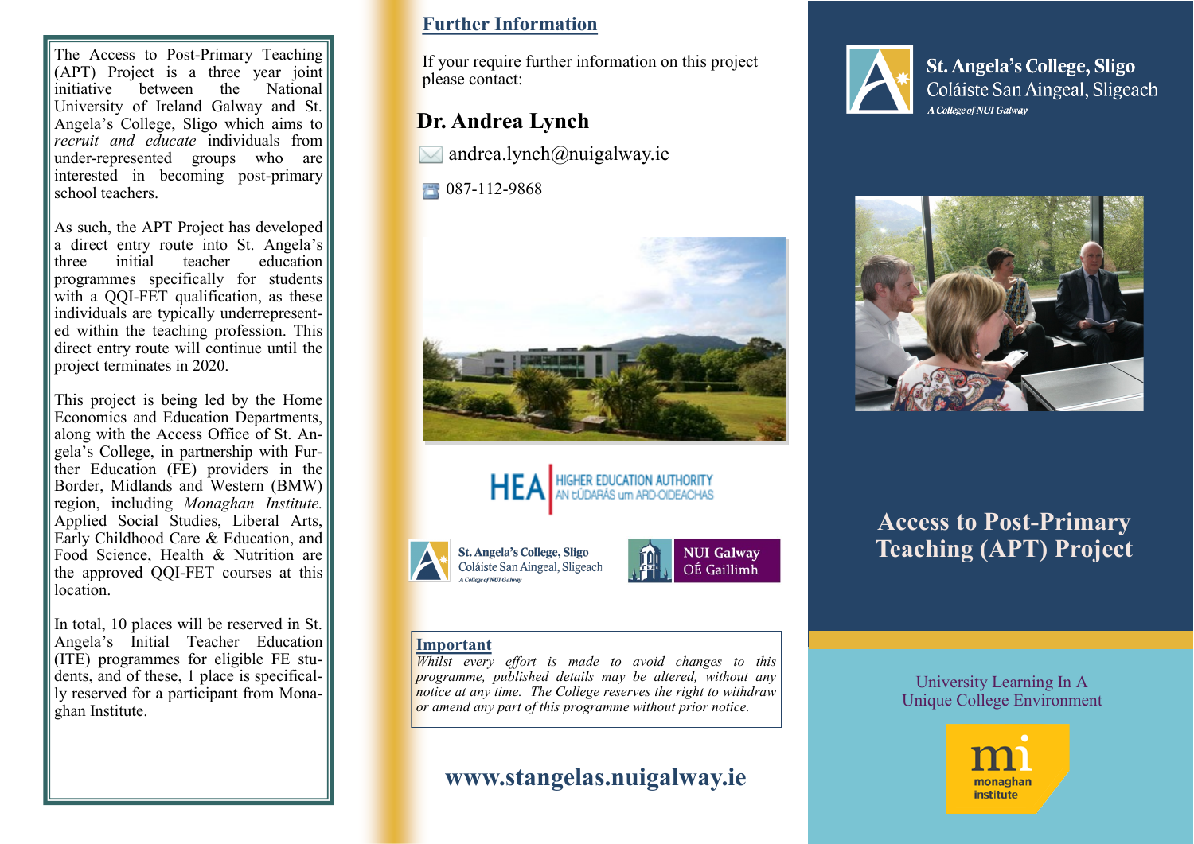The Access to Post-Primary Teaching (APT) Project is a three year joint initiative between the National University of Ireland Galway and St. Angela's College, Sligo which aims to *recruit and educate* individuals from under-represented groups who are interested in becoming post-primary school teachers.

As such, the APT Project has developed a direct entry route into St. Angela's three initial teacher education programmes specifically for students with a QQI-FET qualification, as these individuals are typically underrepresented within the teaching profession. This direct entry route will continue until the project terminates in 2020.

This project is being led by the Home Economics and Education Departments, along with the Access Office of St. Angela's College, in partnership with Further Education (FE) providers in the Border, Midlands and Western (BMW) region, including *Monaghan Institute.* Applied Social Studies, Liberal Arts, Early Childhood Care & Education, and Food Science, Health & Nutrition are the approved QQI-FET courses at this location.

In total, 10 places will be reserved in St. Angela's Initial Teacher Education (ITE) programmes for eligible FE students, and of these, 1 place is specifically reserved for a participant from Monaghan Institute.

## Further Information

If your require further information on this project please contact:

### Dr. Andrea Lynch

andrea.lynch@nuigalway.ie

087-112-9868

HEA | HIGHER EDUCATION AUTHORITY
AN tÚDARÁS um ARD-OIDEACHAS

St. Angela's College, Sligo
Coláiste San Aingeal, Sligeach
A College of NUI Galway

NUI Galway
OÉ Gaillimh

**Important**

*Whilst every effort is made to avoid changes to this programme, published details may be altered, without any notice at any time. The College reserves the right to withdraw or amend any part of this programme without prior notice.*

**www.stangelas.nuigalway.ie**

St. Angela's College, Sligo
Coláiste San Aingeal, Sligeach
*A College of NUI Galway*

# Access to Post-Primary Teaching (APT) Project

University Learning In A Unique College Environment

mi
monaghan institute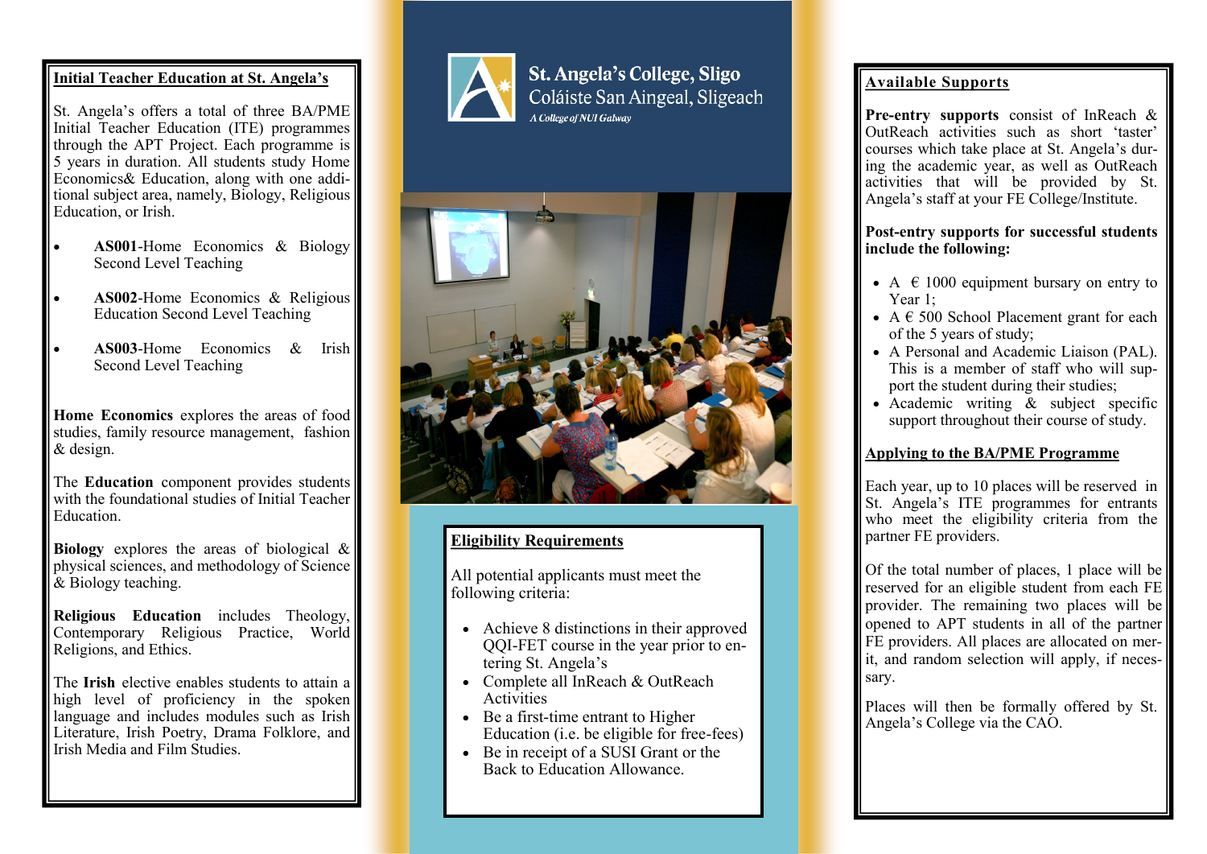## Initial Teacher Education at St. Angela's

St. Angela's offers a total of three BA/PME Initial Teacher Education (ITE) programmes through the APT Project. Each programme is 5 years in duration. All students study Home Economics& Education, along with one additional subject area, namely, Biology, Religious Education, or Irish.

- **AS001**-Home Economics & Biology Second Level Teaching
- **AS002**-Home Economics & Religious Education Second Level Teaching
- **AS003**-Home Economics & Irish Second Level Teaching

**Home Economics** explores the areas of food studies, family resource management, fashion & design.

The **Education** component provides students with the foundational studies of Initial Teacher Education.

**Biology** explores the areas of biological & physical sciences, and methodology of Science & Biology teaching.

**Religious Education** includes Theology, Contemporary Religious Practice, World Religions, and Ethics.

The **Irish** elective enables students to attain a high level of proficiency in the spoken language and includes modules such as Irish Literature, Irish Poetry, Drama Folklore, and Irish Media and Film Studies.

# St. Angela's College, Sligo
## Coláiste San Aingeal, Sligeach
*A College of NUI Galway*

## Eligibility Requirements

All potential applicants must meet the following criteria:

- Achieve 8 distinctions in their approved QQI-FET course in the year prior to entering St. Angela's
- Complete all InReach & OutReach Activities
- Be a first-time entrant to Higher Education (i.e. be eligible for free-fees)
- Be in receipt of a SUSI Grant or the Back to Education Allowance.

## Available Supports

**Pre-entry supports** consist of InReach & OutReach activities such as short 'taster' courses which take place at St. Angela's during the academic year, as well as OutReach activities that will be provided by St. Angela's staff at your FE College/Institute.

**Post-entry supports for successful students include the following:**

- A € 1000 equipment bursary on entry to Year 1;
- A € 500 School Placement grant for each of the 5 years of study;
- A Personal and Academic Liaison (PAL). This is a member of staff who will support the student during their studies;
- Academic writing & subject specific support throughout their course of study.

## Applying to the BA/PME Programme

Each year, up to 10 places will be reserved in St. Angela's ITE programmes for entrants who meet the eligibility criteria from the partner FE providers.

Of the total number of places, 1 place will be reserved for an eligible student from each FE provider. The remaining two places will be opened to APT students in all of the partner FE providers. All places are allocated on merit, and random selection will apply, if necessary.

Places will then be formally offered by St. Angela's College via the CAO.